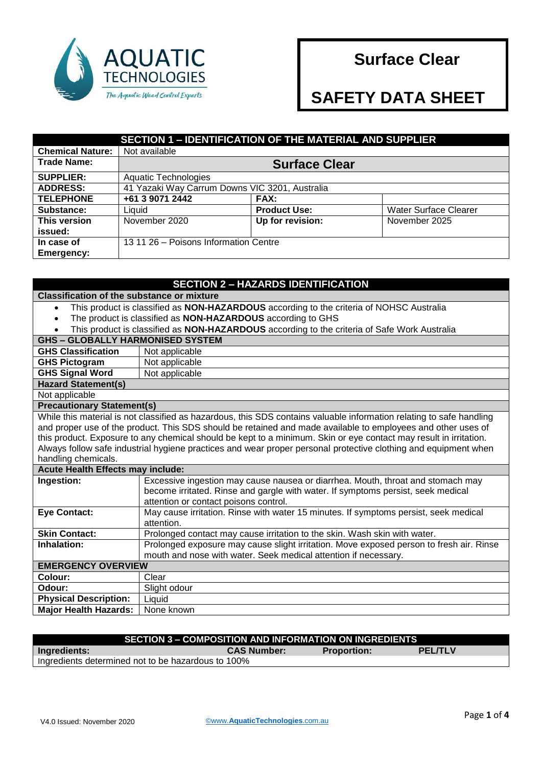AQUATIC TECHNOLOGIES

*The Aquatic Weed Control Experts*

# Surface Clear

# SAFETY DATA SHEET

## SECTION 1 – IDENTIFICATION OF THE MATERIAL AND SUPPLIER

| | | | |
|---|---|---|---|
| **Chemical Nature:** | Not available | | |
| **Trade Name:** | **Surface Clear** | | |
| **SUPPLIER:** | Aquatic Technologies | | |
| **ADDRESS:** | 41 Yazaki Way Carrum Downs VIC 3201, Australia | | |
| **TELEPHONE** | **+61 3 9071 2442** | **FAX:** | |
| **Substance:** | Liquid | **Product Use:** | Water Surface Clearer |
| **This version issued:** | November 2020 | **Up for revision:** | November 2025 |
| **In case of Emergency:** | 13 11 26 – Poisons Information Centre | | |

## SECTION 2 – HAZARDS IDENTIFICATION

**Classification of the substance or mixture**

- This product is classified as **NON-HAZARDOUS** according to the criteria of NOHSC Australia
- The product is classified as **NON-HAZARDOUS** according to GHS
- This product is classified as **NON-HAZARDOUS** according to the criteria of Safe Work Australia

**GHS – GLOBALLY HARMONISED SYSTEM**

| | |
|---|---|
| **GHS Classification** | Not applicable |
| **GHS Pictogram** | Not applicable |
| **GHS Signal Word** | Not applicable |

**Hazard Statement(s)**

Not applicable

**Precautionary Statement(s)**

While this material is not classified as hazardous, this SDS contains valuable information relating to safe handling and proper use of the product. This SDS should be retained and made available to employees and other uses of this product. Exposure to any chemical should be kept to a minimum. Skin or eye contact may result in irritation. Always follow safe industrial hygiene practices and wear proper personal protective clothing and equipment when handling chemicals.

**Acute Health Effects may include:**

| | |
|---|---|
| **Ingestion:** | Excessive ingestion may cause nausea or diarrhea. Mouth, throat and stomach may become irritated. Rinse and gargle with water. If symptoms persist, seek medical attention or contact poisons control. |
| **Eye Contact:** | May cause irritation. Rinse with water 15 minutes. If symptoms persist, seek medical attention. |
| **Skin Contact:** | Prolonged contact may cause irritation to the skin. Wash skin with water. |
| **Inhalation:** | Prolonged exposure may cause slight irritation. Move exposed person to fresh air. Rinse mouth and nose with water. Seek medical attention if necessary. |

**EMERGENCY OVERVIEW**

| | |
|---|---|
| **Colour:** | Clear |
| **Odour:** | Slight odour |
| **Physical Description:** | Liquid |
| **Major Health Hazards:** | None known |

## SECTION 3 – COMPOSITION AND INFORMATION ON INGREDIENTS

| Ingredients: | CAS Number: | Proportion: | PEL/TLV |
|---|---|---|---|
| Ingredients determined not to be hazardous to 100% | | | |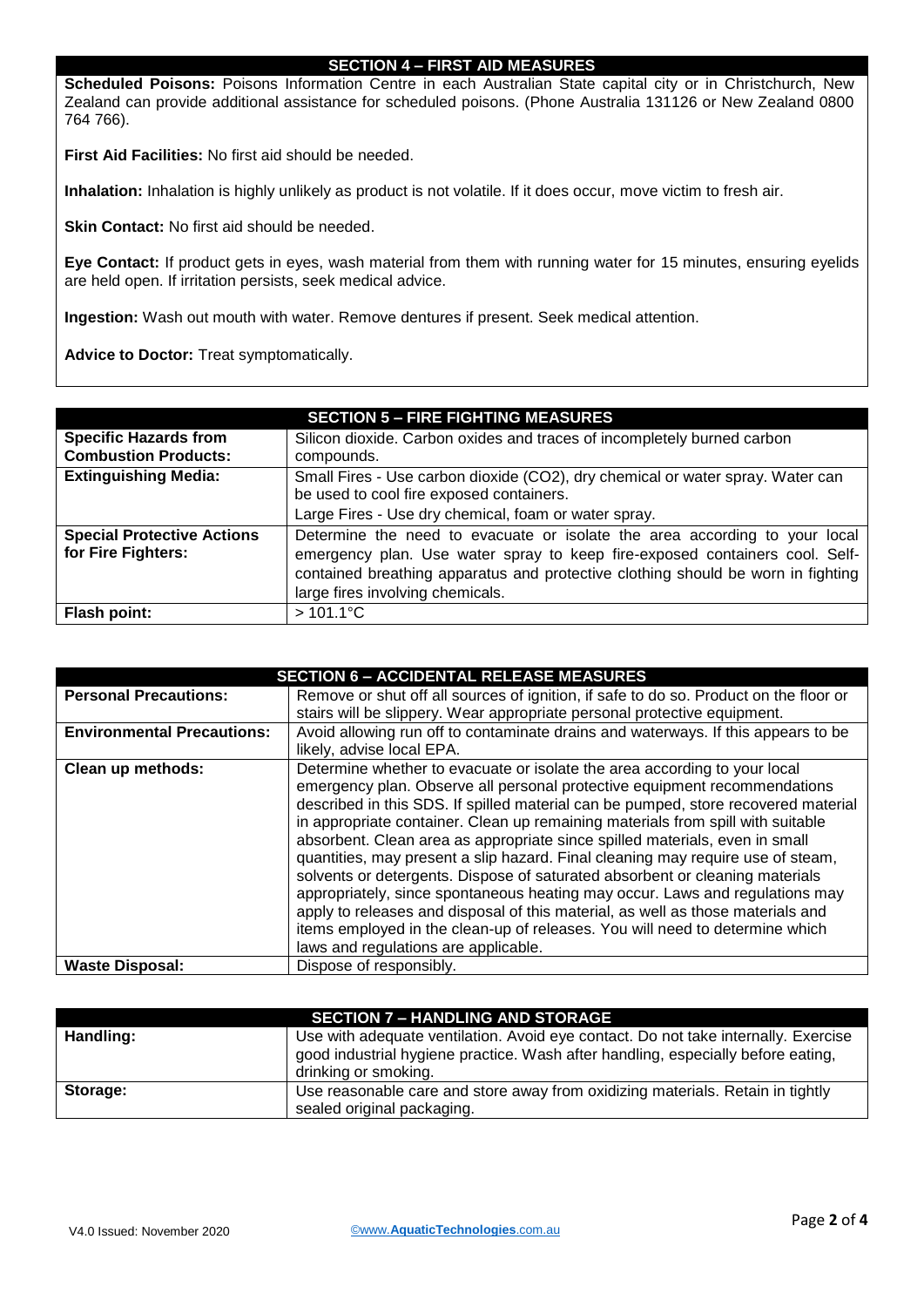## SECTION 4 – FIRST AID MEASURES

**Scheduled Poisons:** Poisons Information Centre in each Australian State capital city or in Christchurch, New Zealand can provide additional assistance for scheduled poisons. (Phone Australia 131126 or New Zealand 0800 764 766).

**First Aid Facilities:** No first aid should be needed.

**Inhalation:** Inhalation is highly unlikely as product is not volatile. If it does occur, move victim to fresh air.

**Skin Contact:** No first aid should be needed.

**Eye Contact:** If product gets in eyes, wash material from them with running water for 15 minutes, ensuring eyelids are held open. If irritation persists, seek medical advice.

**Ingestion:** Wash out mouth with water. Remove dentures if present. Seek medical attention.

**Advice to Doctor:** Treat symptomatically.

## SECTION 5 – FIRE FIGHTING MEASURES

| | |
|---|---|
| **Specific Hazards from Combustion Products:** | Silicon dioxide. Carbon oxides and traces of incompletely burned carbon compounds. |
| **Extinguishing Media:** | Small Fires - Use carbon dioxide ($CO_2$), dry chemical or water spray. Water can be used to cool fire exposed containers. Large Fires - Use dry chemical, foam or water spray. |
| **Special Protective Actions for Fire Fighters:** | Determine the need to evacuate or isolate the area according to your local emergency plan. Use water spray to keep fire-exposed containers cool. Self-contained breathing apparatus and protective clothing should be worn in fighting large fires involving chemicals. |
| **Flash point:** | > 101.1°C |

## SECTION 6 – ACCIDENTAL RELEASE MEASURES

| | |
|---|---|
| **Personal Precautions:** | Remove or shut off all sources of ignition, if safe to do so. Product on the floor or stairs will be slippery. Wear appropriate personal protective equipment. |
| **Environmental Precautions:** | Avoid allowing run off to contaminate drains and waterways. If this appears to be likely, advise local EPA. |
| **Clean up methods:** | Determine whether to evacuate or isolate the area according to your local emergency plan. Observe all personal protective equipment recommendations described in this SDS. If spilled material can be pumped, store recovered material in appropriate container. Clean up remaining materials from spill with suitable absorbent. Clean area as appropriate since spilled materials, even in small quantities, may present a slip hazard. Final cleaning may require use of steam, solvents or detergents. Dispose of saturated absorbent or cleaning materials appropriately, since spontaneous heating may occur. Laws and regulations may apply to releases and disposal of this material, as well as those materials and items employed in the clean-up of releases. You will need to determine which laws and regulations are applicable. |
| **Waste Disposal:** | Dispose of responsibly. |

## SECTION 7 – HANDLING AND STORAGE

| | |
|---|---|
| **Handling:** | Use with adequate ventilation. Avoid eye contact. Do not take internally. Exercise good industrial hygiene practice. Wash after handling, especially before eating, drinking or smoking. |
| **Storage:** | Use reasonable care and store away from oxidizing materials. Retain in tightly sealed original packaging. |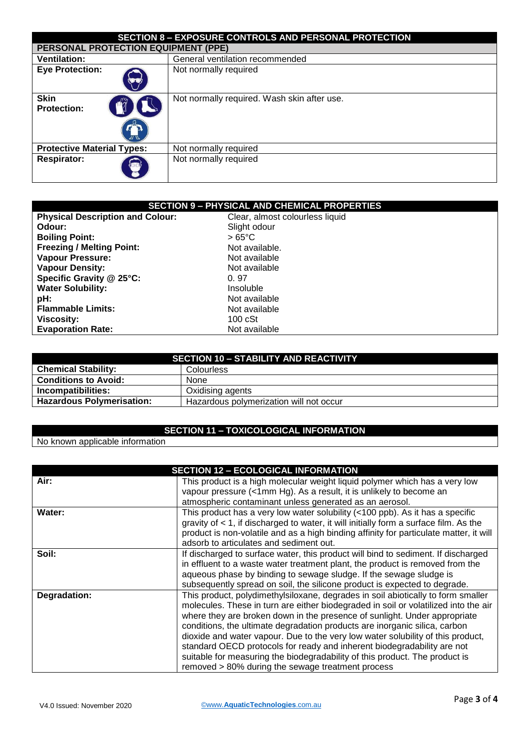## SECTION 8 – EXPOSURE CONTROLS AND PERSONAL PROTECTION

| PERSONAL PROTECTION EQUIPMENT (PPE) | |
|---|---|
| **Ventilation:** | General ventilation recommended |
| **Eye Protection:** | Not normally required |
| **Skin Protection:** | Not normally required. Wash skin after use. |
| **Protective Material Types:** | Not normally required |
| **Respirator:** | Not normally required |

## SECTION 9 – PHYSICAL AND CHEMICAL PROPERTIES

| | |
|---|---|
| **Physical Description and Colour:** | Clear, almost colourless liquid |
| **Odour:** | Slight odour |
| **Boiling Point:** | > 65°C |
| **Freezing / Melting Point:** | Not available. |
| **Vapour Pressure:** | Not available |
| **Vapour Density:** | Not available |
| **Specific Gravity @ 25°C:** | 0. 97 |
| **Water Solubility:** | Insoluble |
| **pH:** | Not available |
| **Flammable Limits:** | Not available |
| **Viscosity:** | 100 cSt |
| **Evaporation Rate:** | Not available |

## SECTION 10 – STABILITY AND REACTIVITY

| | |
|---|---|
| **Chemical Stability:** | Colourless |
| **Conditions to Avoid:** | None |
| **Incompatibilities:** | Oxidising agents |
| **Hazardous Polymerisation:** | Hazardous polymerization will not occur |

## SECTION 11 – TOXICOLOGICAL INFORMATION

No known applicable information

## SECTION 12 – ECOLOGICAL INFORMATION

| | |
|---|---|
| **Air:** | This product is a high molecular weight liquid polymer which has a very low vapour pressure (<1mm Hg). As a result, it is unlikely to become an atmospheric contaminant unless generated as an aerosol. |
| **Water:** | This product has a very low water solubility (<100 ppb). As it has a specific gravity of < 1, if discharged to water, it will initially form a surface film. As the product is non-volatile and as a high binding affinity for particulate matter, it will adsorb to articulates and sediment out. |
| **Soil:** | If discharged to surface water, this product will bind to sediment. If discharged in effluent to a waste water treatment plant, the product is removed from the aqueous phase by binding to sewage sludge. If the sewage sludge is subsequently spread on soil, the silicone product is expected to degrade. |
| **Degradation:** | This product, polydimethylsiloxane, degrades in soil abiotically to form smaller molecules. These in turn are either biodegraded in soil or volatilized into the air where they are broken down in the presence of sunlight. Under appropriate conditions, the ultimate degradation products are inorganic silica, carbon dioxide and water vapour. Due to the very low water solubility of this product, standard OECD protocols for ready and inherent biodegradability are not suitable for measuring the biodegradability of this product. The product is removed > 80% during the sewage treatment process |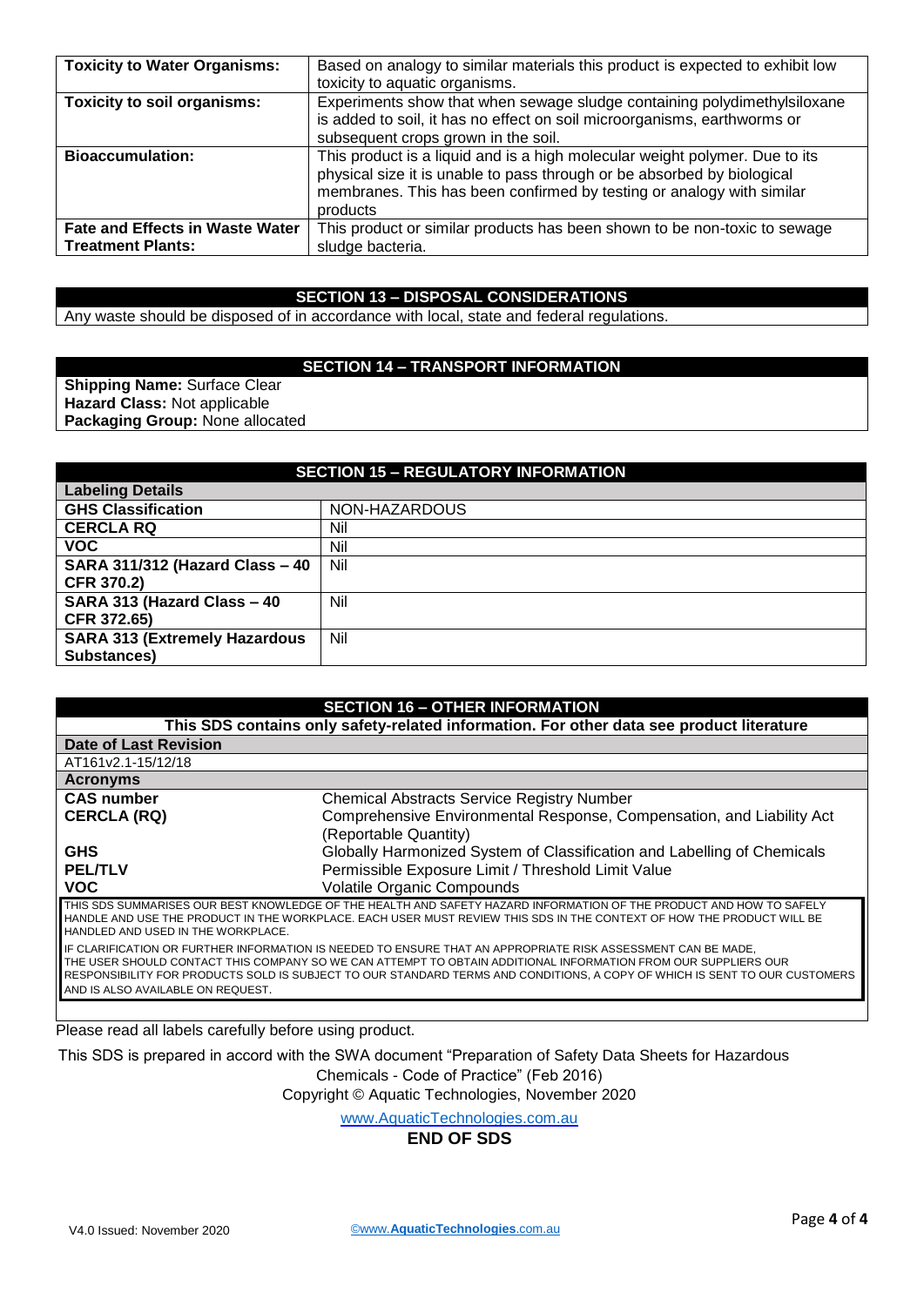| | |
|---|---|
| **Toxicity to Water Organisms:** | Based on analogy to similar materials this product is expected to exhibit low toxicity to aquatic organisms. |
| **Toxicity to soil organisms:** | Experiments show that when sewage sludge containing polydimethylsiloxane is added to soil, it has no effect on soil microorganisms, earthworms or subsequent crops grown in the soil. |
| **Bioaccumulation:** | This product is a liquid and is a high molecular weight polymer. Due to its physical size it is unable to pass through or be absorbed by biological membranes. This has been confirmed by testing or analogy with similar products |
| **Fate and Effects in Waste Water Treatment Plants:** | This product or similar products has been shown to be non-toxic to sewage sludge bacteria. |

## SECTION 13 – DISPOSAL CONSIDERATIONS

Any waste should be disposed of in accordance with local, state and federal regulations.

## SECTION 14 – TRANSPORT INFORMATION

**Shipping Name:** Surface Clear
**Hazard Class:** Not applicable
**Packaging Group:** None allocated

## SECTION 15 – REGULATORY INFORMATION

| **Labeling Details** | |
|---|---|
| **GHS Classification** | NON-HAZARDOUS |
| **CERCLA RQ** | Nil |
| **VOC** | Nil |
| **SARA 311/312 (Hazard Class – 40 CFR 370.2)** | Nil |
| **SARA 313 (Hazard Class – 40 CFR 372.65)** | Nil |
| **SARA 313 (Extremely Hazardous Substances)** | Nil |

## SECTION 16 – OTHER INFORMATION

**This SDS contains only safety-related information. For other data see product literature**

**Date of Last Revision**

AT161v2.1-15/12/18

**Acronyms**

| | |
|---|---|
| **CAS number** | Chemical Abstracts Service Registry Number |
| **CERCLA (RQ)** | Comprehensive Environmental Response, Compensation, and Liability Act (Reportable Quantity) |
| **GHS** | Globally Harmonized System of Classification and Labelling of Chemicals |
| **PEL/TLV** | Permissible Exposure Limit / Threshold Limit Value |
| **VOC** | Volatile Organic Compounds |

THIS SDS SUMMARISES OUR BEST KNOWLEDGE OF THE HEALTH AND SAFETY HAZARD INFORMATION OF THE PRODUCT AND HOW TO SAFELY HANDLE AND USE THE PRODUCT IN THE WORKPLACE. EACH USER MUST REVIEW THIS SDS IN THE CONTEXT OF HOW THE PRODUCT WILL BE HANDLED AND USED IN THE WORKPLACE.

IF CLARIFICATION OR FURTHER INFORMATION IS NEEDED TO ENSURE THAT AN APPROPRIATE RISK ASSESSMENT CAN BE MADE, THE USER SHOULD CONTACT THIS COMPANY SO WE CAN ATTEMPT TO OBTAIN ADDITIONAL INFORMATION FROM OUR SUPPLIERS OUR RESPONSIBILITY FOR PRODUCTS SOLD IS SUBJECT TO OUR STANDARD TERMS AND CONDITIONS, A COPY OF WHICH IS SENT TO OUR CUSTOMERS AND IS ALSO AVAILABLE ON REQUEST.

Please read all labels carefully before using product.

This SDS is prepared in accord with the SWA document "Preparation of Safety Data Sheets for Hazardous Chemicals - Code of Practice" (Feb 2016)
Copyright © Aquatic Technologies, November 2020

www.AquaticTechnologies.com.au

**END OF SDS**